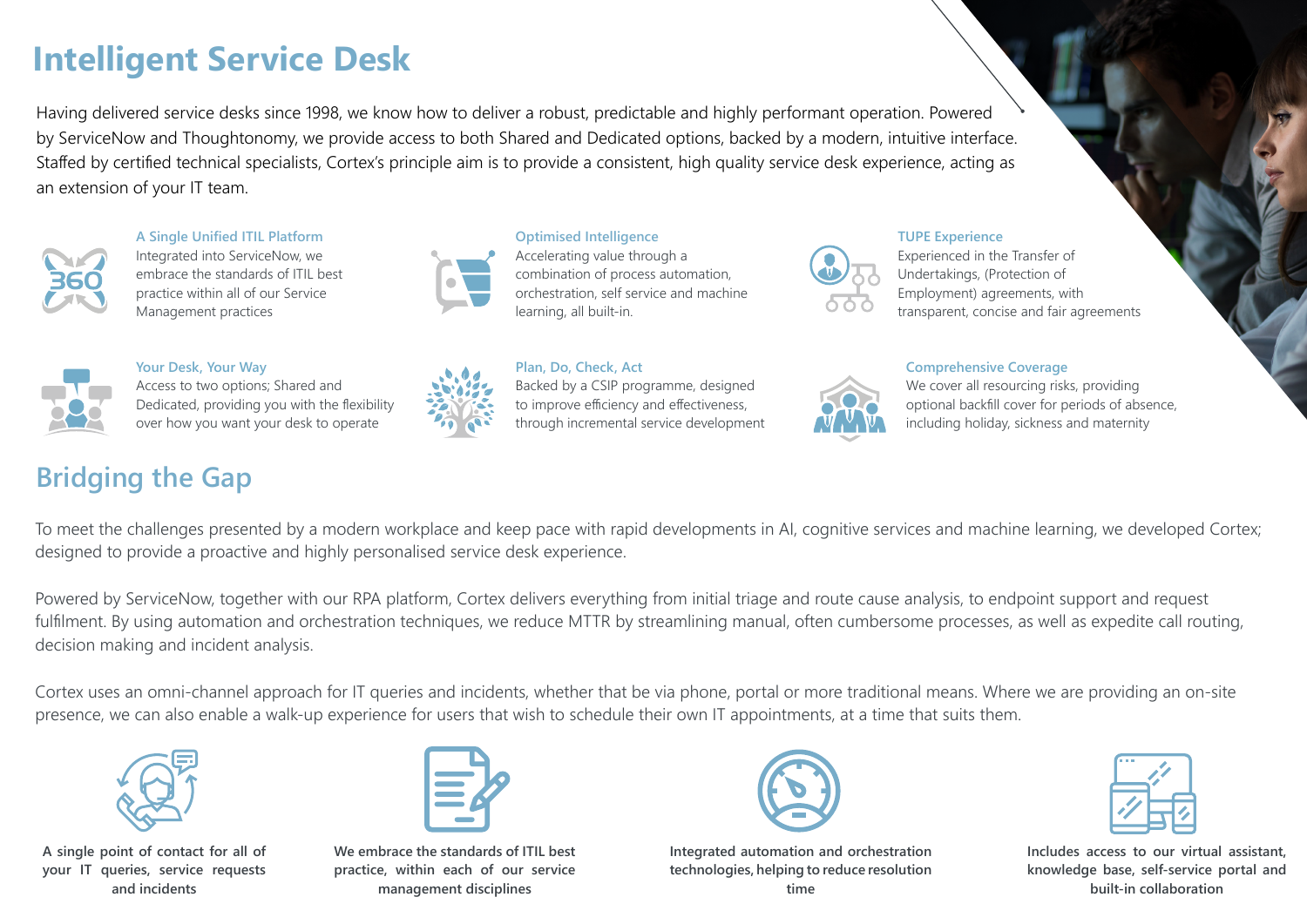# Intelligent Service Desk

Having delivered service desks since 1998, we know how to deliver a robust, predictable and highly performant operation. Powered by ServiceNow and Thoughtonomy, we provide access to both Shared and Dedicated options, backed by a modern, intuitive interface. Staffed by certified technical specialists, Cortex's principle aim is to provide a consistent, high quality service desk experience, acting as an extension of your IT team.

### A Single Unified ITIL Platform

Integrated into ServiceNow, we embrace the standards of ITIL best practice within all of our Service Management practices

### Optimised Intelligence

Accelerating value through a combination of process automation, orchestration, self service and machine learning, all built-in.

### TUPE Experience

Experienced in the Transfer of Undertakings, (Protection of Employment) agreements, with transparent, concise and fair agreements

### Your Desk, Your Way

Access to two options; Shared and Dedicated, providing you with the flexibility over how you want your desk to operate

### Plan, Do, Check, Act

Backed by a CSIP programme, designed to improve efficiency and effectiveness, through incremental service development

### Comprehensive Coverage

We cover all resourcing risks, providing optional backfill cover for periods of absence, including holiday, sickness and maternity

## Bridging the Gap

To meet the challenges presented by a modern workplace and keep pace with rapid developments in AI, cognitive services and machine learning, we developed Cortex; designed to provide a proactive and highly personalised service desk experience.

Powered by ServiceNow, together with our RPA platform, Cortex delivers everything from initial triage and route cause analysis, to endpoint support and request fulfilment. By using automation and orchestration techniques, we reduce MTTR by streamlining manual, often cumbersome processes, as well as expedite call routing, decision making and incident analysis.

Cortex uses an omni-channel approach for IT queries and incidents, whether that be via phone, portal or more traditional means. Where we are providing an on-site presence, we can also enable a walk-up experience for users that wish to schedule their own IT appointments, at a time that suits them.

**A single point of contact for all of your IT queries, service requests and incidents**

**We embrace the standards of ITIL best practice, within each of our service management disciplines**

**Integrated automation and orchestration technologies, helping to reduce resolution time**

**Includes access to our virtual assistant, knowledge base, self-service portal and built-in collaboration**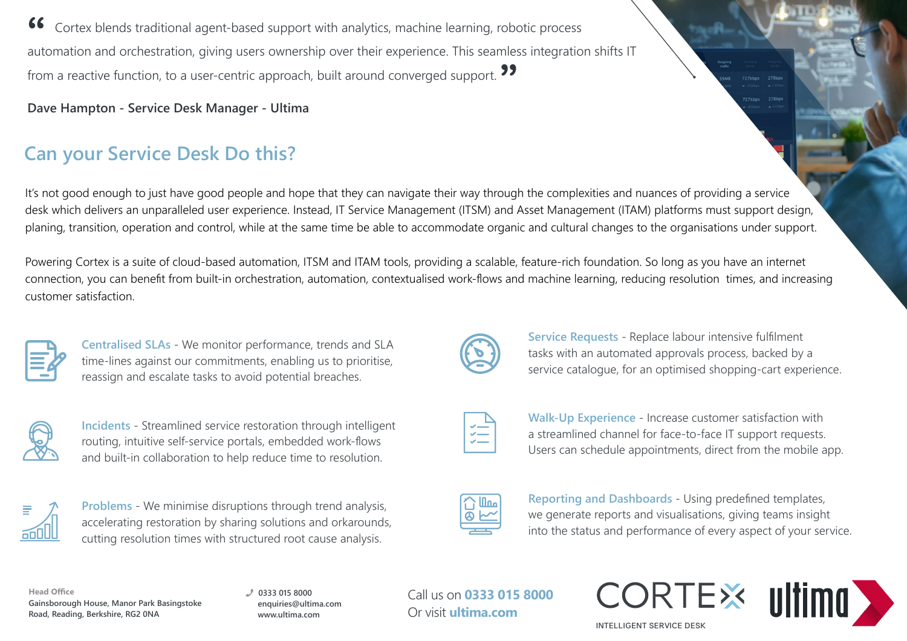> Cortex blends traditional agent-based support with analytics, machine learning, robotic process automation and orchestration, giving users ownership over their experience. This seamless integration shifts IT from a reactive function, to a user-centric approach, built around converged support.

**Dave Hampton - Service Desk Manager - Ultima**

## Can your Service Desk Do this?

It's not good enough to just have good people and hope that they can navigate their way through the complexities and nuances of providing a service desk which delivers an unparalleled user experience. Instead, IT Service Management (ITSM) and Asset Management (ITAM) platforms must support design, planing, transition, operation and control, while at the same time be able to accommodate organic and cultural changes to the organisations under support.

Powering Cortex is a suite of cloud-based automation, ITSM and ITAM tools, providing a scalable, feature-rich foundation. So long as you have an internet connection, you can benefit from built-in orchestration, automation, contextualised work-flows and machine learning, reducing resolution times, and increasing customer satisfaction.

**Centralised SLAs** - We monitor performance, trends and SLA time-lines against our commitments, enabling us to prioritise, reassign and escalate tasks to avoid potential breaches.

**Incidents** - Streamlined service restoration through intelligent routing, intuitive self-service portals, embedded work-flows and built-in collaboration to help reduce time to resolution.

**Problems** - We minimise disruptions through trend analysis, accelerating restoration by sharing solutions and orkarounds, cutting resolution times with structured root cause analysis.

**Service Requests** - Replace labour intensive fulfilment tasks with an automated approvals process, backed by a service catalogue, for an optimised shopping-cart experience.

**Walk-Up Experience** - Increase customer satisfaction with a streamlined channel for face-to-face IT support requests. Users can schedule appointments, direct from the mobile app.

**Reporting and Dashboards** - Using predefined templates, we generate reports and visualisations, giving teams insight into the status and performance of every aspect of your service.

**Head Office**
Gainsborough House, Manor Park Basingstoke Road, Reading, Berkshire, RG2 0NA

0333 015 8000
enquiries@ultima.com
www.ultima.com

Call us on **0333 015 8000**
Or visit **ultima.com**

CORTEX
INTELLIGENT SERVICE DESK

ultima